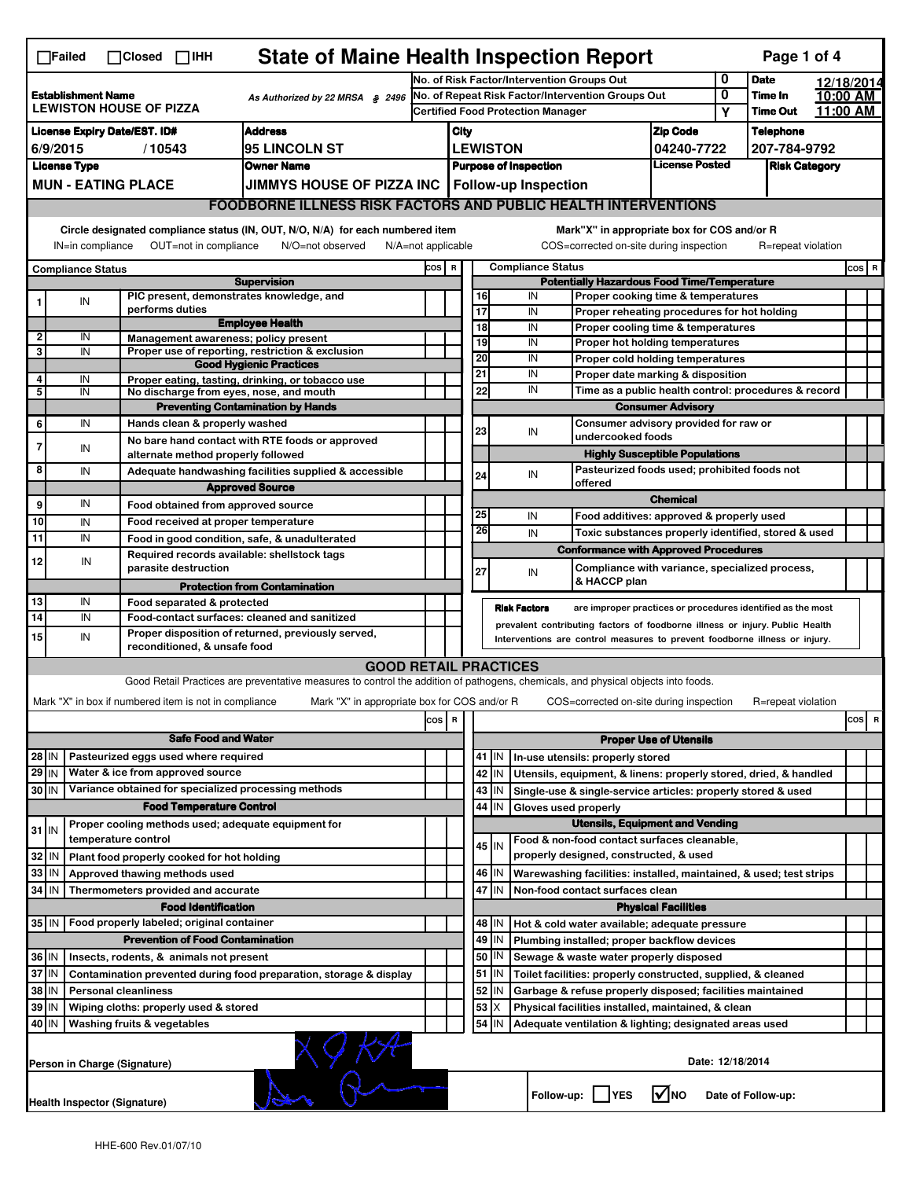☐Failed ☐Closed ☐IHH

# State of Maine Health Inspection Report

| | | | |
|---|---|---|---|
| **Establishment Name** LEWISTON HOUSE OF PIZZA | As Authorized by 22 MRSA § 2496 | No. of Risk Factor/Intervention Groups Out: 0 | **Date** 12/18/2014 |
| | | No. of Repeat Risk Factor/Intervention Groups Out: 0 | **Time In** 10:00 AM |
| | | Certified Food Protection Manager: Y | **Time Out** 11:00 AM |

| License Expiry Date/EST. ID# | Address | City | Zip Code | Telephone |
|---|---|---|---|---|
| 6/9/2015 / 10543 | 95 LINCOLN ST | LEWISTON | 04240-7722 | 207-784-9792 |

| License Type | Owner Name | Purpose of Inspection | License Posted | Risk Category |
|---|---|---|---|---|
| MUN - EATING PLACE | JIMMYS HOUSE OF PIZZA INC | Follow-up Inspection | | |

## FOODBORNE ILLNESS RISK FACTORS AND PUBLIC HEALTH INTERVENTIONS

Circle designated compliance status (IN, OUT, N/O, N/A) for each numbered item
IN=in compliance OUT=not in compliance N/O=not observed N/A=not applicable

Mark"X" in appropriate box for COS and/or R
COS=corrected on-site during inspection R=repeat violation

| # | Compliance Status | Item | COS | R |
|---|---|---|---|---|
| | | **Supervision** | | |
| 1 | IN | PIC present, demonstrates knowledge, and performs duties | | |
| | | **Employee Health** | | |
| 2 | IN | Management awareness; policy present | | |
| 3 | IN | Proper use of reporting, restriction & exclusion | | |
| | | **Good Hygienic Practices** | | |
| 4 | IN | Proper eating, tasting, drinking, or tobacco use | | |
| 5 | IN | No discharge from eyes, nose, and mouth | | |
| | | **Preventing Contamination by Hands** | | |
| 6 | IN | Hands clean & properly washed | | |
| 7 | IN | No bare hand contact with RTE foods or approved alternate method properly followed | | |
| 8 | IN | Adequate handwashing facilities supplied & accessible | | |
| | | **Approved Source** | | |
| 9 | IN | Food obtained from approved source | | |
| 10 | IN | Food received at proper temperature | | |
| 11 | IN | Food in good condition, safe, & unadulterated | | |
| 12 | IN | Required records available: shellstock tags parasite destruction | | |
| | | **Protection from Contamination** | | |
| 13 | IN | Food separated & protected | | |
| 14 | IN | Food-contact surfaces: cleaned and sanitized | | |
| 15 | IN | Proper disposition of returned, previously served, reconditioned, & unsafe food | | |
| | | **Potentially Hazardous Food Time/Temperature** | | |
| 16 | IN | Proper cooking time & temperatures | | |
| 17 | IN | Proper reheating procedures for hot holding | | |
| 18 | IN | Proper cooling time & temperatures | | |
| 19 | IN | Proper hot holding temperatures | | |
| 20 | IN | Proper cold holding temperatures | | |
| 21 | IN | Proper date marking & disposition | | |
| 22 | IN | Time as a public health control: procedures & record | | |
| | | **Consumer Advisory** | | |
| 23 | IN | Consumer advisory provided for raw or undercooked foods | | |
| | | **Highly Susceptible Populations** | | |
| 24 | IN | Pasteurized foods used; prohibited foods not offered | | |
| | | **Chemical** | | |
| 25 | IN | Food additives: approved & properly used | | |
| 26 | IN | Toxic substances properly identified, stored & used | | |
| | | **Conformance with Approved Procedures** | | |
| 27 | IN | Compliance with variance, specialized process, & HACCP plan | | |

**Risk Factors** are improper practices or procedures identified as the most prevalent contributing factors of foodborne illness or injury. Public Health Interventions are control measures to prevent foodborne illness or injury.

## GOOD RETAIL PRACTICES

Good Retail Practices are preventative measures to control the addition of pathogens, chemicals, and physical objects into foods.

Mark "X" in box if numbered item is not in compliance Mark "X" in appropriate box for COS and/or R COS=corrected on-site during inspection R=repeat violation

| # | Status | Item | COS | R |
|---|---|---|---|---|
| | | **Safe Food and Water** | | |
| 28 | IN | Pasteurized eggs used where required | | |
| 29 | IN | Water & ice from approved source | | |
| 30 | IN | Variance obtained for specialized processing methods | | |
| | | **Food Temperature Control** | | |
| 31 | IN | Proper cooling methods used; adequate equipment for temperature control | | |
| 32 | IN | Plant food properly cooked for hot holding | | |
| 33 | IN | Approved thawing methods used | | |
| 34 | IN | Thermometers provided and accurate | | |
| | | **Food Identification** | | |
| 35 | IN | Food properly labeled; original container | | |
| | | **Prevention of Food Contamination** | | |
| 36 | IN | Insects, rodents, & animals not present | | |
| 37 | IN | Contamination prevented during food preparation, storage & display | | |
| 38 | IN | Personal cleanliness | | |
| 39 | IN | Wiping cloths: properly used & stored | | |
| 40 | IN | Washing fruits & vegetables | | |
| | | **Proper Use of Utensils** | | |
| 41 | IN | In-use utensils: properly stored | | |
| 42 | IN | Utensils, equipment, & linens: properly stored, dried, & handled | | |
| 43 | IN | Single-use & single-service articles: properly stored & used | | |
| 44 | IN | Gloves used properly | | |
| | | **Utensils, Equipment and Vending** | | |
| 45 | IN | Food & non-food contact surfaces cleanable, properly designed, constructed, & used | | |
| 46 | IN | Warewashing facilities: installed, maintained, & used; test strips | | |
| 47 | IN | Non-food contact surfaces clean | | |
| | | **Physical Facilities** | | |
| 48 | IN | Hot & cold water available; adequate pressure | | |
| 49 | IN | Plumbing installed; proper backflow devices | | |
| 50 | IN | Sewage & waste water properly disposed | | |
| 51 | IN | Toilet facilities: properly constructed, supplied, & cleaned | | |
| 52 | IN | Garbage & refuse properly disposed; facilities maintained | | |
| 53 | X | Physical facilities installed, maintained, & clean | | |
| 54 | IN | Adequate ventilation & lighting; designated areas used | | |

Person in Charge (Signature): [signature]

Date: 12/18/2014

Health Inspector (Signature): [signature]

Follow-up: ☐ YES ☑ NO Date of Follow-up:

HHE-600 Rev.01/07/10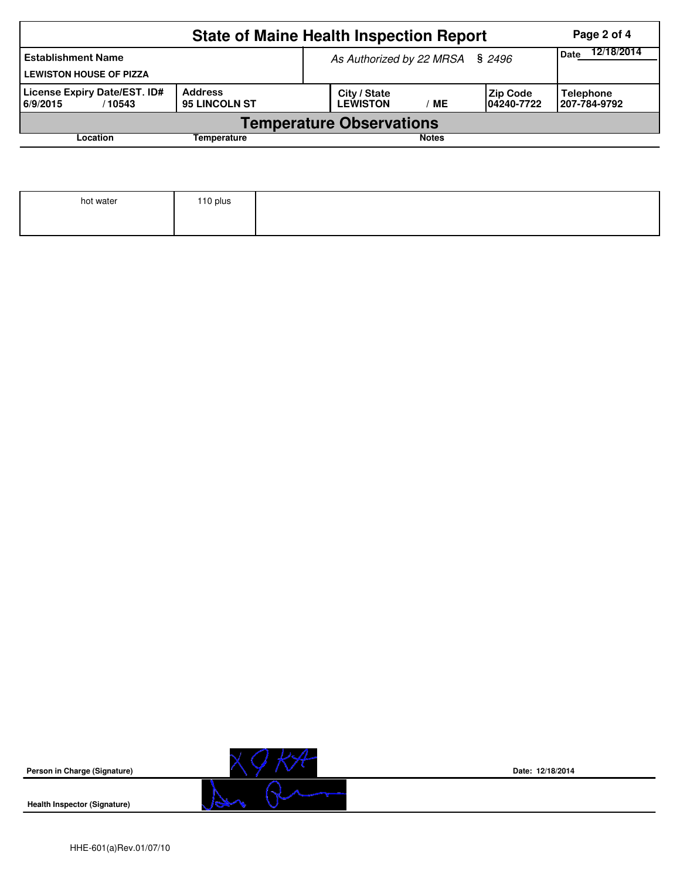# State of Maine Health Inspection Report

| Establishment Name | As Authorized by 22 MRSA § 2496 | Date 12/18/2014 |
|---|---|---|
| LEWISTON HOUSE OF PIZZA | | |

| License Expiry Date/EST. ID# | Address | City / State | Zip Code | Telephone |
|---|---|---|---|---|
| 6/9/2015 / 10543 | 95 LINCOLN ST | LEWISTON / ME | 04240-7722 | 207-784-9792 |

## Temperature Observations

| Location | Temperature | Notes |
|---|---|---|
| hot water | 110 plus | |

**Person in Charge (Signature)**

**Date:** 12/18/2014

**Health Inspector (Signature)**

HHE-601(a)Rev.01/07/10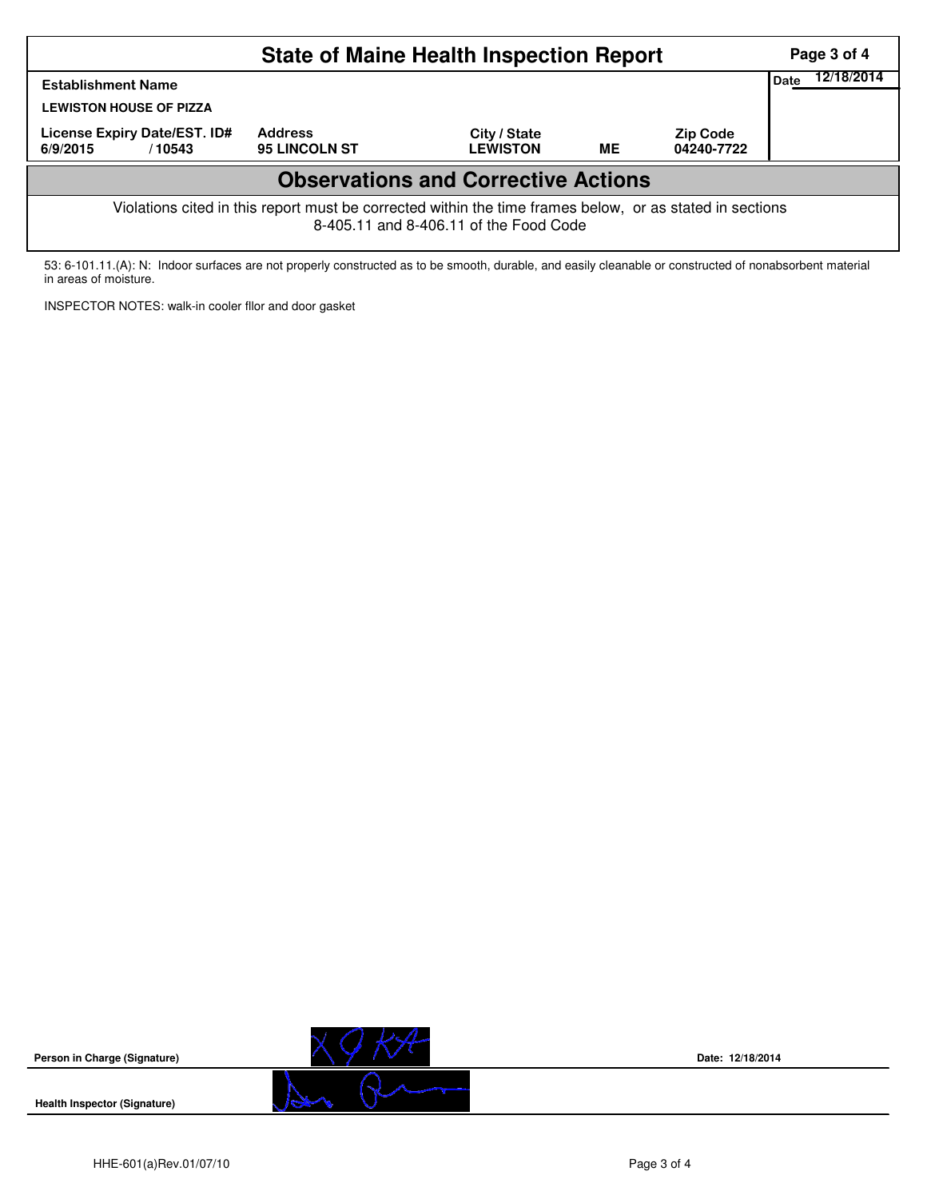# State of Maine Health Inspection Report

| Establishment Name | | | | | Date 12/18/2014 |
|---|---|---|---|---|---|
| LEWISTON HOUSE OF PIZZA | | | | | |
| License Expiry Date/EST. ID# | | Address | City / State | | Zip Code |
| 6/9/2015 | / 10543 | 95 LINCOLN ST | LEWISTON | ME | 04240-7722 |

## Observations and Corrective Actions

Violations cited in this report must be corrected within the time frames below, or as stated in sections 8-405.11 and 8-406.11 of the Food Code

53: 6-101.11.(A): N: Indoor surfaces are not properly constructed as to be smooth, durable, and easily cleanable or constructed of nonabsorbent material in areas of moisture.

INSPECTOR NOTES: walk-in cooler fllor and door gasket

**Person in Charge (Signature)** Date: 12/18/2014

**Health Inspector (Signature)**

HHE-601(a)Rev.01/07/10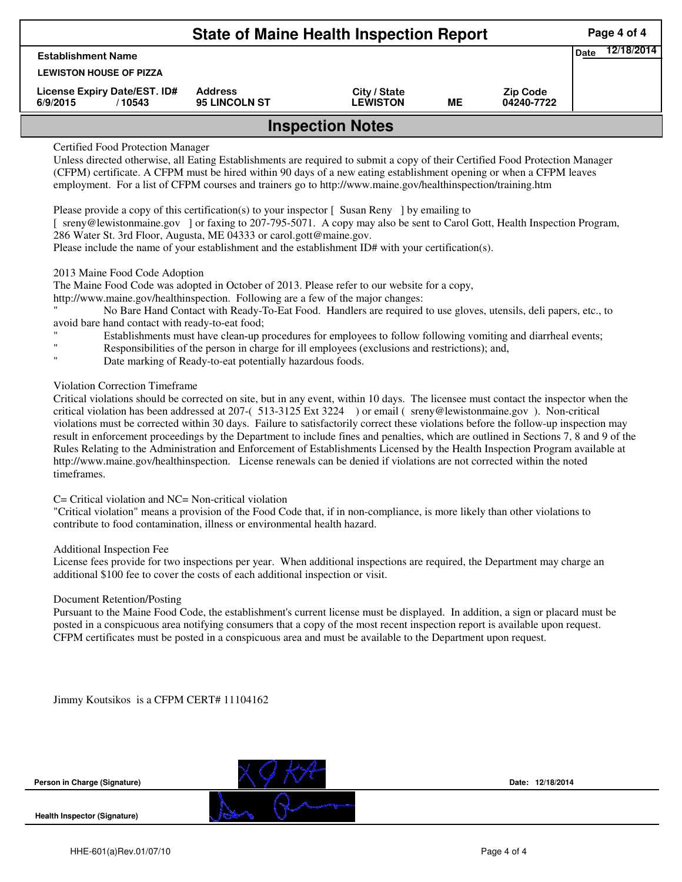# State of Maine Health Inspection Report

| | | | | |
|---|---|---|---|---|
| **Establishment Name** | | | | **Date** 12/18/2014 |
| **LEWISTON HOUSE OF PIZZA** | | | | |
| **License Expiry Date/EST. ID#** 6/9/2015 / 10543 | **Address** 95 LINCOLN ST | **City / State** LEWISTON ME | **Zip Code** 04240-7722 | |

## Inspection Notes

Certified Food Protection Manager

Unless directed otherwise, all Eating Establishments are required to submit a copy of their Certified Food Protection Manager (CFPM) certificate. A CFPM must be hired within 90 days of a new eating establishment opening or when a CFPM leaves employment. For a list of CFPM courses and trainers go to http://www.maine.gov/healthinspection/training.htm

Please provide a copy of this certification(s) to your inspector [ Susan Reny ] by emailing to [ sreny@lewistonmaine.gov ] or faxing to 207-795-5071. A copy may also be sent to Carol Gott, Health Inspection Program, 286 Water St. 3rd Floor, Augusta, ME 04333 or carol.gott@maine.gov.

Please include the name of your establishment and the establishment ID# with your certification(s).

2013 Maine Food Code Adoption

The Maine Food Code was adopted in October of 2013. Please refer to our website for a copy, http://www.maine.gov/healthinspection. Following are a few of the major changes:

" No Bare Hand Contact with Ready-To-Eat Food. Handlers are required to use gloves, utensils, deli papers, etc., to avoid bare hand contact with ready-to-eat food;

" Establishments must have clean-up procedures for employees to follow following vomiting and diarrheal events;

" Responsibilities of the person in charge for ill employees (exclusions and restrictions); and,

" Date marking of Ready-to-eat potentially hazardous foods.

Violation Correction Timeframe

Critical violations should be corrected on site, but in any event, within 10 days. The licensee must contact the inspector when the critical violation has been addressed at 207-( 513-3125 Ext 3224 ) or email ( sreny@lewistonmaine.gov ). Non-critical violations must be corrected within 30 days. Failure to satisfactorily correct these violations before the follow-up inspection may result in enforcement proceedings by the Department to include fines and penalties, which are outlined in Sections 7, 8 and 9 of the Rules Relating to the Administration and Enforcement of Establishments Licensed by the Health Inspection Program available at http://www.maine.gov/healthinspection. License renewals can be denied if violations are not corrected within the noted timeframes.

C= Critical violation and NC= Non-critical violation

"Critical violation" means a provision of the Food Code that, if in non-compliance, is more likely than other violations to contribute to food contamination, illness or environmental health hazard.

Additional Inspection Fee

License fees provide for two inspections per year. When additional inspections are required, the Department may charge an additional $100 fee to cover the costs of each additional inspection or visit.

Document Retention/Posting

Pursuant to the Maine Food Code, the establishment's current license must be displayed. In addition, a sign or placard must be posted in a conspicuous area notifying consumers that a copy of the most recent inspection report is available upon request. CFPM certificates must be posted in a conspicuous area and must be available to the Department upon request.

Jimmy Koutsikos is a CFPM CERT# 11104162

**Person in Charge (Signature)** **Date:** 12/18/2014

**Health Inspector (Signature)**

HHE-601(a)Rev.01/07/10